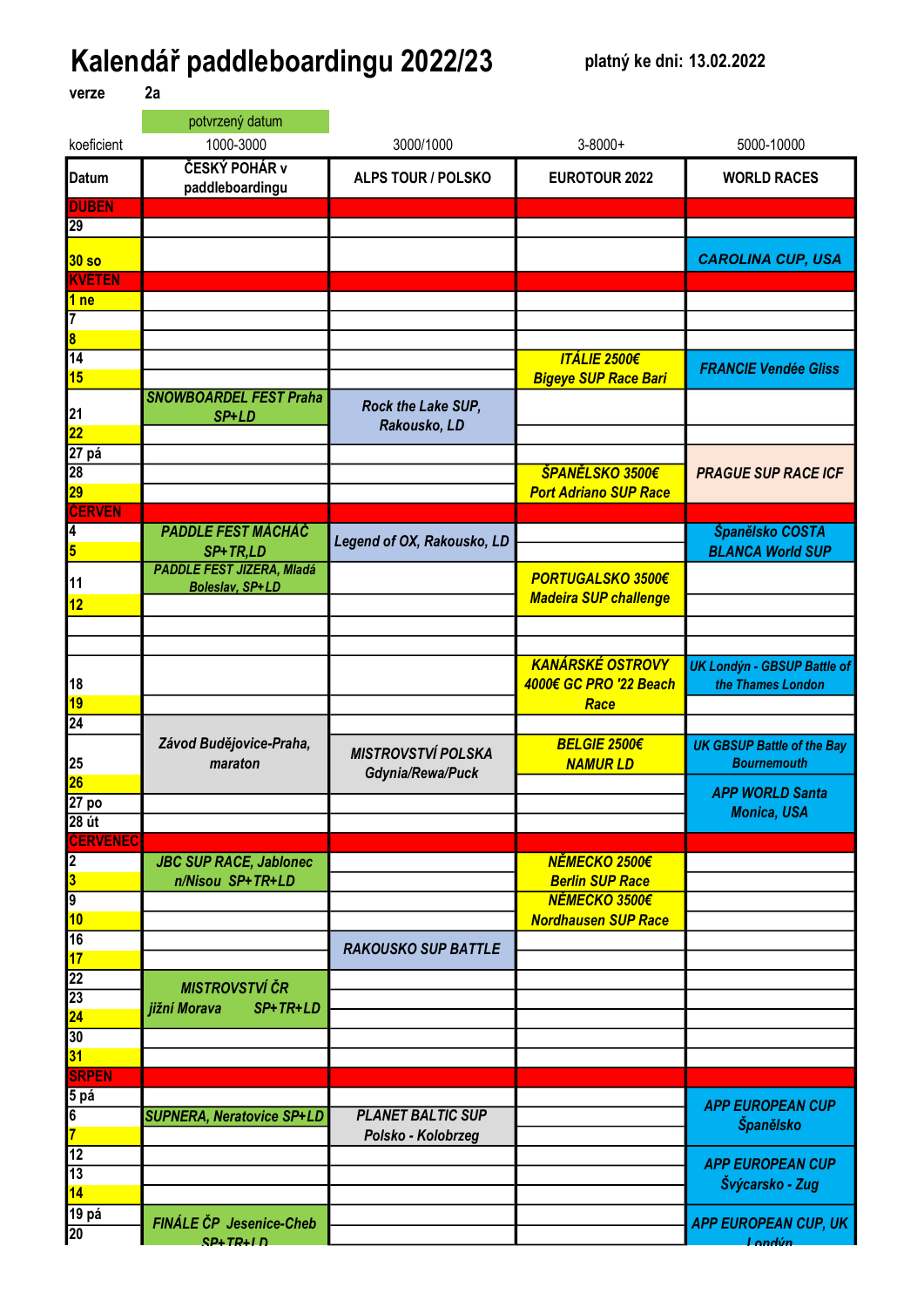# Kalendář paddleboardingu 2022/23

platný ke dni: 13.02.2022

verze 2a

potvrzený datum

| koeficient | 1000-3000 | 3000/1000 | 3-8000+ | 5000-10000 |
|---|---|---|---|---|
| **Datum** | **ČESKÝ POHÁR v paddleboardingu** | **ALPS TOUR / POLSKO** | **EUROTOUR 2022** | **WORLD RACES** |
| **DUBEN** | | | | |
| 29 | | | | |
| 30 so | | | | *CAROLINA CUP, USA* |
| **KVĚTEN** | | | | |
| 1 ne | | | | |
| 7 | | | | |
| 8 | | | | |
| 14 | | | *ITÁLIE 2500€ Bigeye SUP Race Bari* | *FRANCIE Vendée Gliss* |
| 15 | | | | |
| 21 | *SNOWBOARDEL FEST Praha SP+LD* | *Rock the Lake SUP, Rakousko, LD* | | |
| 22 | | | | |
| 27 pá | | | | *PRAGUE SUP RACE ICF* |
| 28 | | | *ŠPANĚLSKO 3500€ Port Adriano SUP Race* | |
| 29 | | | | |
| **ČERVEN** | | | | |
| 4 | *PADDLE FEST MÁCHÁČ SP+TR,LD* | *Legend of OX, Rakousko, LD* | | *Španělsko COSTA BLANCA World SUP* |
| 5 | | | | |
| 11 | *PADDLE FEST JIZERA, Mladá Boleslav, SP+LD* | | *PORTUGALSKO 3500€ Madeira SUP challenge* | |
| 12 | | | | |
| | | | | |
| | | | | |
| 18 | | | *KANÁRSKÉ OSTROVY 4000€ GC PRO '22 Beach Race* | *UK Londýn - GBSUP Battle of the Thames London* |
| 19 | | | | |
| 24 | *Závod Budějovice-Praha, maraton* | | | |
| 25 | | *MISTROVSTVÍ POLSKA Gdynia/Rewa/Puck* | *BELGIE 2500€ NAMUR LD* | *UK GBSUP Battle of the Bay Bournemouth* |
| 26 | | | | |
| 27 po | | | | *APP WORLD Santa Monica, USA* |
| 28 út | | | | |
| **ČERVENEC** | | | | |
| 2 | *JBC SUP RACE, Jablonec n/Nisou SP+TR+LD* | | *NĚMECKO 2500€ Berlin SUP Race* | |
| 3 | | | | |
| 9 | | | *NĚMECKO 3500€ Nordhausen SUP Race* | |
| 10 | | | | |
| 16 | | *RAKOUSKO SUP BATTLE* | | |
| 17 | | | | |
| 22 | *MISTROVSTVÍ ČR jižní Morava SP+TR+LD* | | | |
| 23 | | | | |
| 24 | | | | |
| 30 | | | | |
| 31 | | | | |
| **SRPEN** | | | | |
| 5 pá | | | | *APP EUROPEAN CUP Španělsko* |
| 6 | *SUPNERA, Neratovice SP+LD* | *PLANET BALTIC SUP Polsko - Kolobrzeg* | | |
| 7 | | | | |
| 12 | | | | *APP EUROPEAN CUP Švýcarsko - Zug* |
| 13 | | | | |
| 14 | | | | |
| 19 pá | *FINÁLE ČP Jesenice-Cheb SP+TR+LD* | | | *APP EUROPEAN CUP, UK Londýn* |
| 20 | | | | |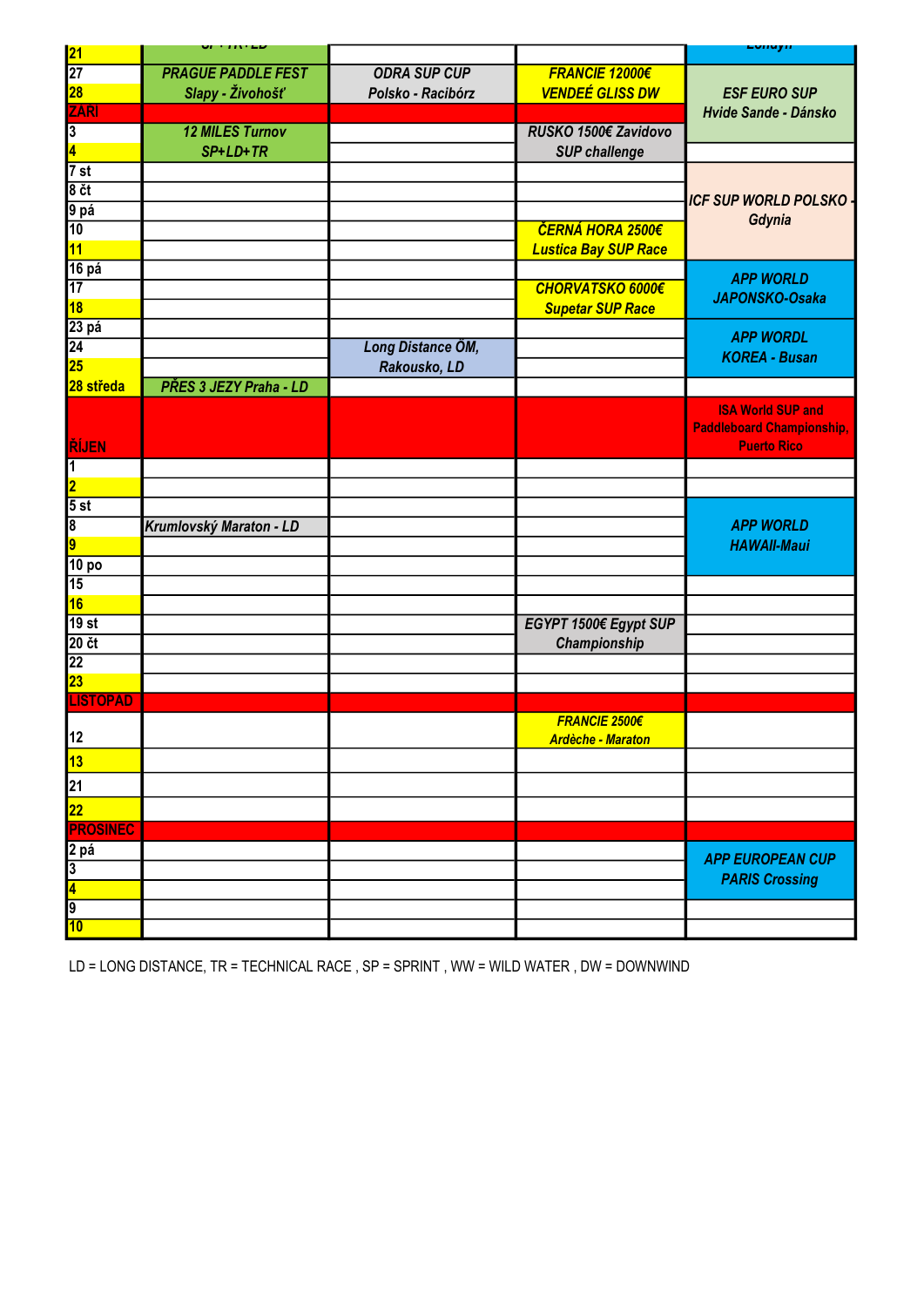| | | | | |
|---|---|---|---|---|
| 21 | SP+TR+LD | | | Londýn |
| 27 | PRAGUE PADDLE FEST | ODRA SUP CUP | FRANCIE 12000€ | ESF EURO SUP |
| 28 | Slapy - Živohošť | Polsko - Racibórz | VENDEÉ GLISS DW | Hvide Sande - Dánsko |
| ZÁŘÍ | | | | |
| 3 | 12 MILES Turnov | | RUSKO 1500€ Zavidovo | |
| 4 | SP+LD+TR | | SUP challenge | |
| 7 st | | | | ICF SUP WORLD POLSKO - |
| 8 čt | | | | Gdynia |
| 9 pá | | | | |
| 10 | | | ČERNÁ HORA 2500€ | |
| 11 | | | Lustica Bay SUP Race | |
| 16 pá | | | | APP WORLD |
| 17 | | | CHORVATSKO 6000€ | JAPONSKO-Osaka |
| 18 | | | Supetar SUP Race | |
| 23 pá | | | | APP WORDL |
| 24 | | Long Distance ÖM, | | KOREA - Busan |
| 25 | | Rakousko, LD | | |
| 28 středa | PŘES 3 JEZY Praha - LD | | | |
| ŘÍJEN | | | | ISA World SUP and Paddleboard Championship, Puerto Rico |
| 1 | | | | |
| 2 | | | | |
| 5 st | | | | APP WORLD |
| 8 | Krumlovský Maraton - LD | | | HAWAII-Maui |
| 9 | | | | |
| 10 po | | | | |
| 15 | | | | |
| 16 | | | | |
| 19 st | | | EGYPT 1500€ Egypt SUP | |
| 20 čt | | | Championship | |
| 22 | | | | |
| 23 | | | | |
| LISTOPAD | | | | |
| 12 | | | FRANCIE 2500€ Ardèche - Maraton | |
| 13 | | | | |
| 21 | | | | |
| 22 | | | | |
| PROSINEC | | | | |
| 2 pá | | | | APP EUROPEAN CUP |
| 3 | | | | PARIS Crossing |
| 4 | | | | |
| 9 | | | | |
| 10 | | | | |

LD = LONG DISTANCE, TR = TECHNICAL RACE , SP = SPRINT , WW = WILD WATER , DW = DOWNWIND